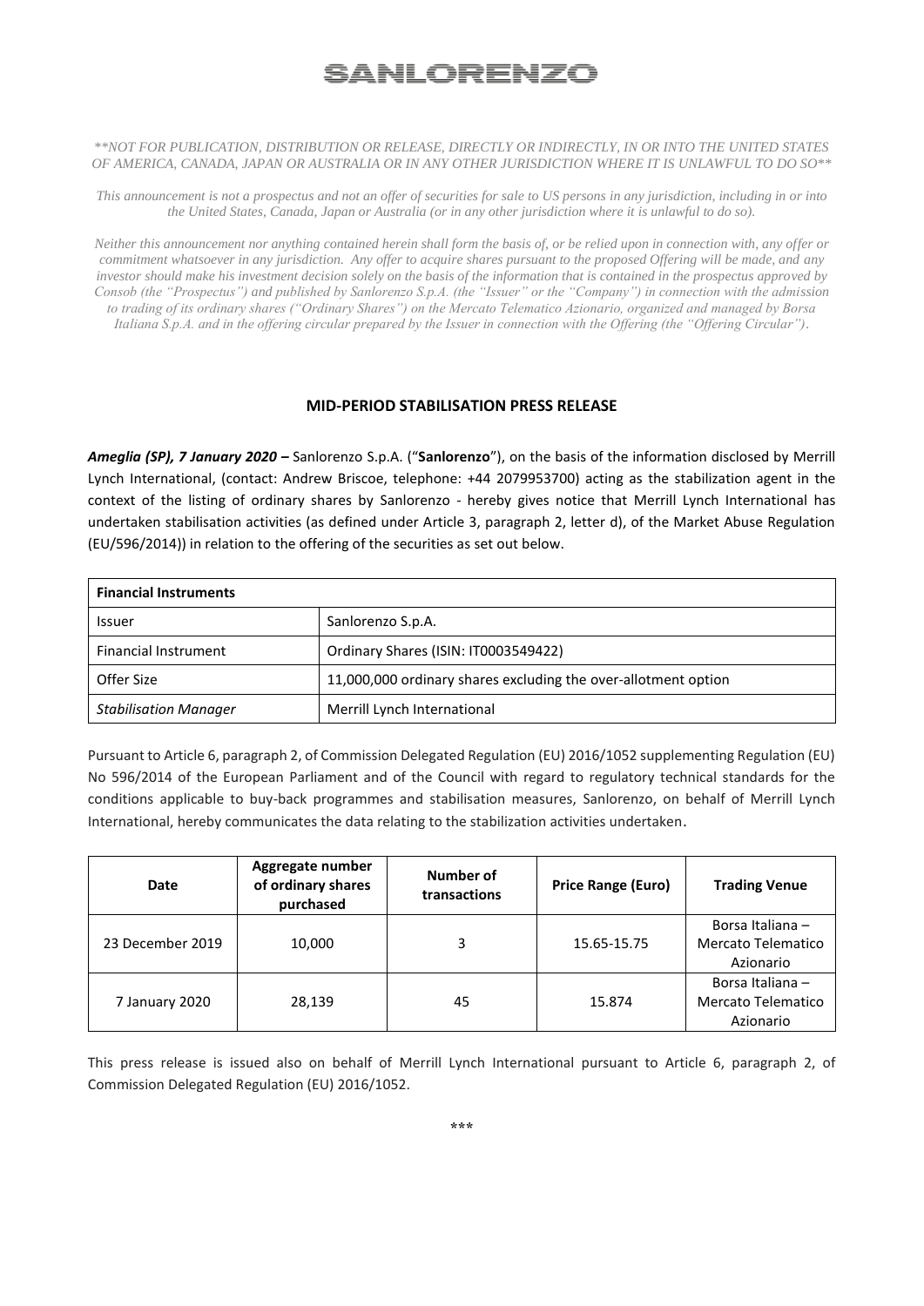# SANLORENZO

*\*\*NOT FOR PUBLICATION, DISTRIBUTION OR RELEASE, DIRECTLY OR INDIRECTLY, IN OR INTO THE UNITED STATES OF AMERICA, CANADA, JAPAN OR AUSTRALIA OR IN ANY OTHER JURISDICTION WHERE IT IS UNLAWFUL TO DO SO\*\**

*This announcement is not a prospectus and not an offer of securities for sale to US persons in any jurisdiction, including in or into the United States, Canada, Japan or Australia (or in any other jurisdiction where it is unlawful to do so).*

*Neither this announcement nor anything contained herein shall form the basis of, or be relied upon in connection with, any offer or commitment whatsoever in any jurisdiction. Any offer to acquire shares pursuant to the proposed Offering will be made, and any investor should make his investment decision solely on the basis of the information that is contained in the prospectus approved by Consob (the "Prospectus") and published by Sanlorenzo S.p.A. (the "Issuer" or the "Company") in connection with the admission to trading of its ordinary shares ("Ordinary Shares") on the Mercato Telematico Azionario, organized and managed by Borsa Italiana S.p.A. and in the offering circular prepared by the Issuer in connection with the Offering (the "Offering Circular").*

## MID-PERIOD STABILISATION PRESS RELEASE

***Ameglia (SP), 7 January 2020 –*** Sanlorenzo S.p.A. ("**Sanlorenzo**"), on the basis of the information disclosed by Merrill Lynch International, (contact: Andrew Briscoe, telephone: +44 2079953700) acting as the stabilization agent in the context of the listing of ordinary shares by Sanlorenzo - hereby gives notice that Merrill Lynch International has undertaken stabilisation activities (as defined under Article 3, paragraph 2, letter d), of the Market Abuse Regulation (EU/596/2014)) in relation to the offering of the securities as set out below.

| **Financial Instruments** | |
|---|---|
| Issuer | Sanlorenzo S.p.A. |
| Financial Instrument | Ordinary Shares (ISIN: IT0003549422) |
| Offer Size | 11,000,000 ordinary shares excluding the over-allotment option |
| *Stabilisation Manager* | Merrill Lynch International |

Pursuant to Article 6, paragraph 2, of Commission Delegated Regulation (EU) 2016/1052 supplementing Regulation (EU) No 596/2014 of the European Parliament and of the Council with regard to regulatory technical standards for the conditions applicable to buy-back programmes and stabilisation measures, Sanlorenzo, on behalf of Merrill Lynch International, hereby communicates the data relating to the stabilization activities undertaken.

| Date | Aggregate number of ordinary shares purchased | Number of transactions | Price Range (Euro) | Trading Venue |
|---|---|---|---|---|
| 23 December 2019 | 10,000 | 3 | 15.65-15.75 | Borsa Italiana – Mercato Telematico Azionario |
| 7 January 2020 | 28,139 | 45 | 15.874 | Borsa Italiana – Mercato Telematico Azionario |

This press release is issued also on behalf of Merrill Lynch International pursuant to Article 6, paragraph 2, of Commission Delegated Regulation (EU) 2016/1052.

\*\*\*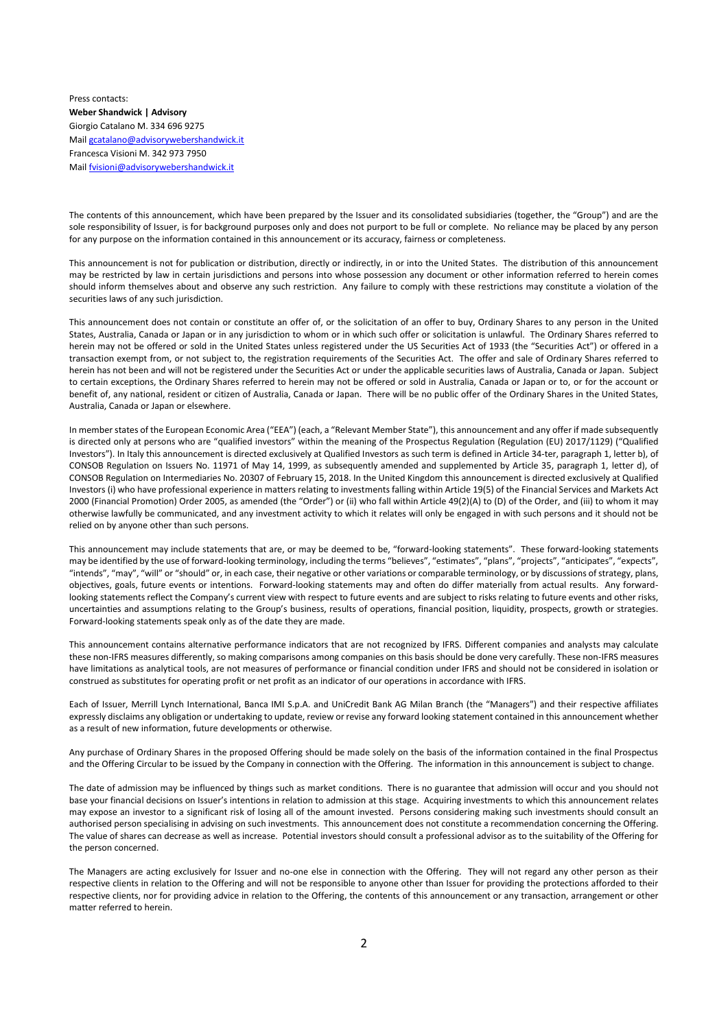Press contacts:
**Weber Shandwick | Advisory**
Giorgio Catalano M. 334 696 9275
Mail gcatalano@advisorywebershandwick.it
Francesca Visioni M. 342 973 7950
Mail fvisioni@advisorywebershandwick.it

The contents of this announcement, which have been prepared by the Issuer and its consolidated subsidiaries (together, the "Group") and are the sole responsibility of Issuer, is for background purposes only and does not purport to be full or complete. No reliance may be placed by any person for any purpose on the information contained in this announcement or its accuracy, fairness or completeness.

This announcement is not for publication or distribution, directly or indirectly, in or into the United States. The distribution of this announcement may be restricted by law in certain jurisdictions and persons into whose possession any document or other information referred to herein comes should inform themselves about and observe any such restriction. Any failure to comply with these restrictions may constitute a violation of the securities laws of any such jurisdiction.

This announcement does not contain or constitute an offer of, or the solicitation of an offer to buy, Ordinary Shares to any person in the United States, Australia, Canada or Japan or in any jurisdiction to whom or in which such offer or solicitation is unlawful. The Ordinary Shares referred to herein may not be offered or sold in the United States unless registered under the US Securities Act of 1933 (the "Securities Act") or offered in a transaction exempt from, or not subject to, the registration requirements of the Securities Act. The offer and sale of Ordinary Shares referred to herein has not been and will not be registered under the Securities Act or under the applicable securities laws of Australia, Canada or Japan. Subject to certain exceptions, the Ordinary Shares referred to herein may not be offered or sold in Australia, Canada or Japan or to, or for the account or benefit of, any national, resident or citizen of Australia, Canada or Japan. There will be no public offer of the Ordinary Shares in the United States, Australia, Canada or Japan or elsewhere.

In member states of the European Economic Area ("EEA") (each, a "Relevant Member State"), this announcement and any offer if made subsequently is directed only at persons who are "qualified investors" within the meaning of the Prospectus Regulation (Regulation (EU) 2017/1129) ("Qualified Investors"). In Italy this announcement is directed exclusively at Qualified Investors as such term is defined in Article 34-ter, paragraph 1, letter b), of CONSOB Regulation on Issuers No. 11971 of May 14, 1999, as subsequently amended and supplemented by Article 35, paragraph 1, letter d), of CONSOB Regulation on Intermediaries No. 20307 of February 15, 2018. In the United Kingdom this announcement is directed exclusively at Qualified Investors (i) who have professional experience in matters relating to investments falling within Article 19(5) of the Financial Services and Markets Act 2000 (Financial Promotion) Order 2005, as amended (the "Order") or (ii) who fall within Article 49(2)(A) to (D) of the Order, and (iii) to whom it may otherwise lawfully be communicated, and any investment activity to which it relates will only be engaged in with such persons and it should not be relied on by anyone other than such persons.

This announcement may include statements that are, or may be deemed to be, "forward-looking statements". These forward-looking statements may be identified by the use of forward-looking terminology, including the terms "believes", "estimates", "plans", "projects", "anticipates", "expects", "intends", "may", "will" or "should" or, in each case, their negative or other variations or comparable terminology, or by discussions of strategy, plans, objectives, goals, future events or intentions. Forward-looking statements may and often do differ materially from actual results. Any forward-looking statements reflect the Company's current view with respect to future events and are subject to risks relating to future events and other risks, uncertainties and assumptions relating to the Group's business, results of operations, financial position, liquidity, prospects, growth or strategies. Forward-looking statements speak only as of the date they are made.

This announcement contains alternative performance indicators that are not recognized by IFRS. Different companies and analysts may calculate these non-IFRS measures differently, so making comparisons among companies on this basis should be done very carefully. These non-IFRS measures have limitations as analytical tools, are not measures of performance or financial condition under IFRS and should not be considered in isolation or construed as substitutes for operating profit or net profit as an indicator of our operations in accordance with IFRS.

Each of Issuer, Merrill Lynch International, Banca IMI S.p.A. and UniCredit Bank AG Milan Branch (the "Managers") and their respective affiliates expressly disclaims any obligation or undertaking to update, review or revise any forward looking statement contained in this announcement whether as a result of new information, future developments or otherwise.

Any purchase of Ordinary Shares in the proposed Offering should be made solely on the basis of the information contained in the final Prospectus and the Offering Circular to be issued by the Company in connection with the Offering. The information in this announcement is subject to change.

The date of admission may be influenced by things such as market conditions. There is no guarantee that admission will occur and you should not base your financial decisions on Issuer's intentions in relation to admission at this stage. Acquiring investments to which this announcement relates may expose an investor to a significant risk of losing all of the amount invested. Persons considering making such investments should consult an authorised person specialising in advising on such investments. This announcement does not constitute a recommendation concerning the Offering. The value of shares can decrease as well as increase. Potential investors should consult a professional advisor as to the suitability of the Offering for the person concerned.

The Managers are acting exclusively for Issuer and no-one else in connection with the Offering. They will not regard any other person as their respective clients in relation to the Offering and will not be responsible to anyone other than Issuer for providing the protections afforded to their respective clients, nor for providing advice in relation to the Offering, the contents of this announcement or any transaction, arrangement or other matter referred to herein.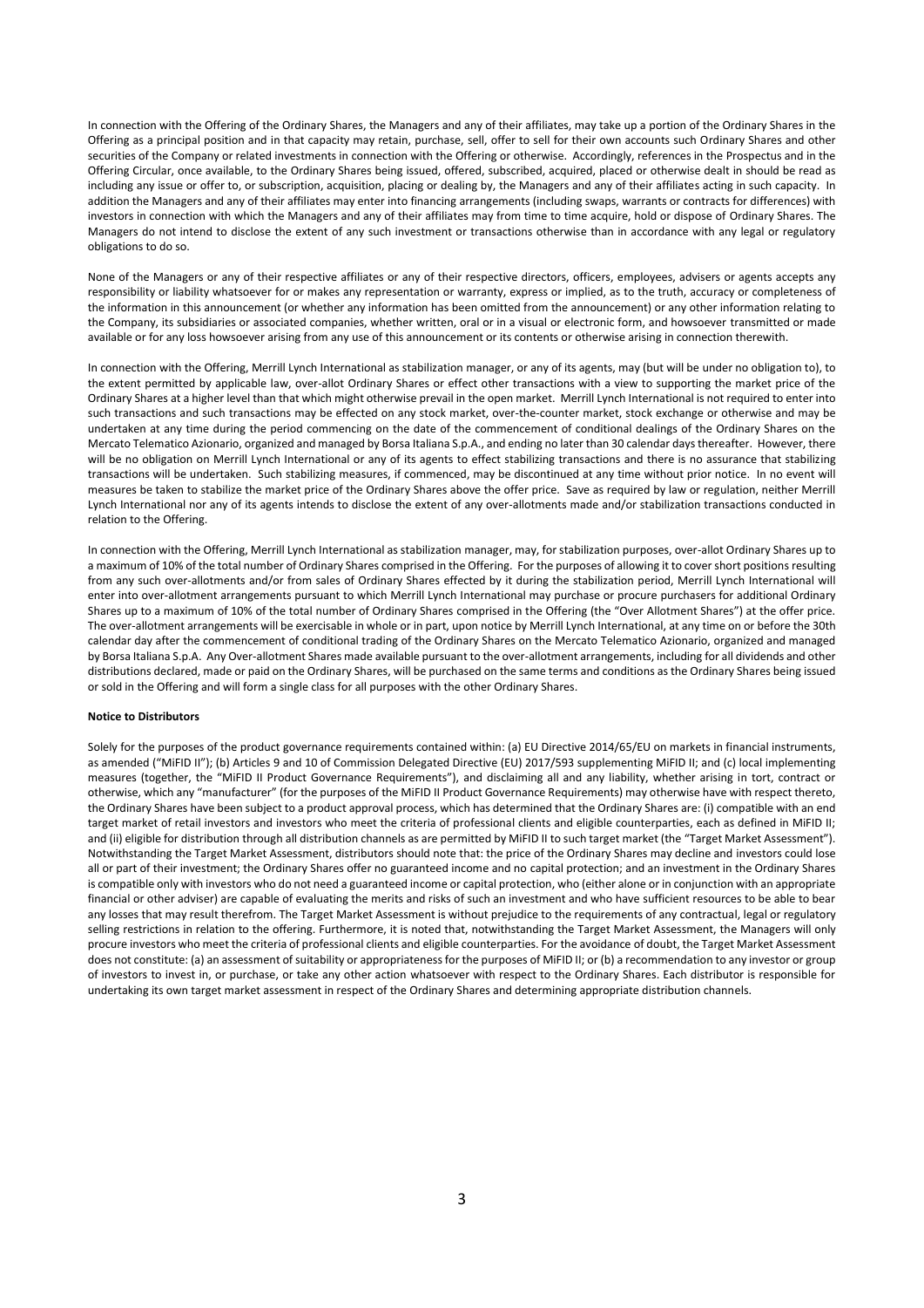In connection with the Offering of the Ordinary Shares, the Managers and any of their affiliates, may take up a portion of the Ordinary Shares in the Offering as a principal position and in that capacity may retain, purchase, sell, offer to sell for their own accounts such Ordinary Shares and other securities of the Company or related investments in connection with the Offering or otherwise. Accordingly, references in the Prospectus and in the Offering Circular, once available, to the Ordinary Shares being issued, offered, subscribed, acquired, placed or otherwise dealt in should be read as including any issue or offer to, or subscription, acquisition, placing or dealing by, the Managers and any of their affiliates acting in such capacity. In addition the Managers and any of their affiliates may enter into financing arrangements (including swaps, warrants or contracts for differences) with investors in connection with which the Managers and any of their affiliates may from time to time acquire, hold or dispose of Ordinary Shares. The Managers do not intend to disclose the extent of any such investment or transactions otherwise than in accordance with any legal or regulatory obligations to do so.

None of the Managers or any of their respective affiliates or any of their respective directors, officers, employees, advisers or agents accepts any responsibility or liability whatsoever for or makes any representation or warranty, express or implied, as to the truth, accuracy or completeness of the information in this announcement (or whether any information has been omitted from the announcement) or any other information relating to the Company, its subsidiaries or associated companies, whether written, oral or in a visual or electronic form, and howsoever transmitted or made available or for any loss howsoever arising from any use of this announcement or its contents or otherwise arising in connection therewith.

In connection with the Offering, Merrill Lynch International as stabilization manager, or any of its agents, may (but will be under no obligation to), to the extent permitted by applicable law, over-allot Ordinary Shares or effect other transactions with a view to supporting the market price of the Ordinary Shares at a higher level than that which might otherwise prevail in the open market. Merrill Lynch International is not required to enter into such transactions and such transactions may be effected on any stock market, over-the-counter market, stock exchange or otherwise and may be undertaken at any time during the period commencing on the date of the commencement of conditional dealings of the Ordinary Shares on the Mercato Telematico Azionario, organized and managed by Borsa Italiana S.p.A., and ending no later than 30 calendar days thereafter. However, there will be no obligation on Merrill Lynch International or any of its agents to effect stabilizing transactions and there is no assurance that stabilizing transactions will be undertaken. Such stabilizing measures, if commenced, may be discontinued at any time without prior notice. In no event will measures be taken to stabilize the market price of the Ordinary Shares above the offer price. Save as required by law or regulation, neither Merrill Lynch International nor any of its agents intends to disclose the extent of any over-allotments made and/or stabilization transactions conducted in relation to the Offering.

In connection with the Offering, Merrill Lynch International as stabilization manager, may, for stabilization purposes, over-allot Ordinary Shares up to a maximum of 10% of the total number of Ordinary Shares comprised in the Offering. For the purposes of allowing it to cover short positions resulting from any such over-allotments and/or from sales of Ordinary Shares effected by it during the stabilization period, Merrill Lynch International will enter into over-allotment arrangements pursuant to which Merrill Lynch International may purchase or procure purchasers for additional Ordinary Shares up to a maximum of 10% of the total number of Ordinary Shares comprised in the Offering (the "Over Allotment Shares") at the offer price. The over-allotment arrangements will be exercisable in whole or in part, upon notice by Merrill Lynch International, at any time on or before the 30th calendar day after the commencement of conditional trading of the Ordinary Shares on the Mercato Telematico Azionario, organized and managed by Borsa Italiana S.p.A. Any Over-allotment Shares made available pursuant to the over-allotment arrangements, including for all dividends and other distributions declared, made or paid on the Ordinary Shares, will be purchased on the same terms and conditions as the Ordinary Shares being issued or sold in the Offering and will form a single class for all purposes with the other Ordinary Shares.

**Notice to Distributors**

Solely for the purposes of the product governance requirements contained within: (a) EU Directive 2014/65/EU on markets in financial instruments, as amended ("MiFID II"); (b) Articles 9 and 10 of Commission Delegated Directive (EU) 2017/593 supplementing MiFID II; and (c) local implementing measures (together, the "MiFID II Product Governance Requirements"), and disclaiming all and any liability, whether arising in tort, contract or otherwise, which any "manufacturer" (for the purposes of the MiFID II Product Governance Requirements) may otherwise have with respect thereto, the Ordinary Shares have been subject to a product approval process, which has determined that the Ordinary Shares are: (i) compatible with an end target market of retail investors and investors who meet the criteria of professional clients and eligible counterparties, each as defined in MiFID II; and (ii) eligible for distribution through all distribution channels as are permitted by MiFID II to such target market (the "Target Market Assessment"). Notwithstanding the Target Market Assessment, distributors should note that: the price of the Ordinary Shares may decline and investors could lose all or part of their investment; the Ordinary Shares offer no guaranteed income and no capital protection; and an investment in the Ordinary Shares is compatible only with investors who do not need a guaranteed income or capital protection, who (either alone or in conjunction with an appropriate financial or other adviser) are capable of evaluating the merits and risks of such an investment and who have sufficient resources to be able to bear any losses that may result therefrom. The Target Market Assessment is without prejudice to the requirements of any contractual, legal or regulatory selling restrictions in relation to the offering. Furthermore, it is noted that, notwithstanding the Target Market Assessment, the Managers will only procure investors who meet the criteria of professional clients and eligible counterparties. For the avoidance of doubt, the Target Market Assessment does not constitute: (a) an assessment of suitability or appropriateness for the purposes of MiFID II; or (b) a recommendation to any investor or group of investors to invest in, or purchase, or take any other action whatsoever with respect to the Ordinary Shares. Each distributor is responsible for undertaking its own target market assessment in respect of the Ordinary Shares and determining appropriate distribution channels.